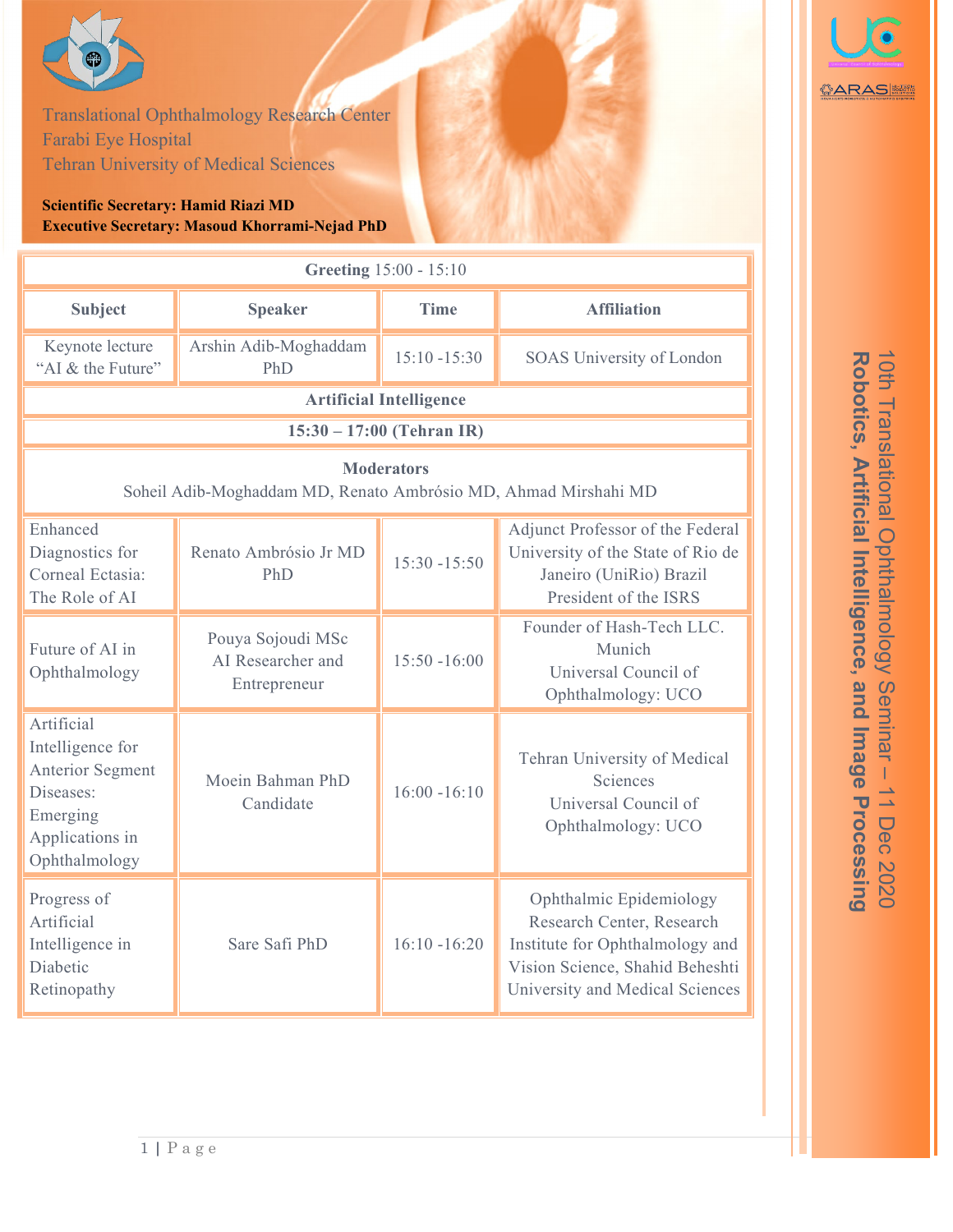Translational Ophthalmology Research Center
Farabi Eye Hospital
Tehran University of Medical Sciences

**Scientific Secretary: Hamid Riazi MD**
**Executive Secretary: Masoud Khorrami-Nejad PhD**

# 10th Translational Ophthalmology Seminar – 11 Dec 2020
## Robotics, Artificial Intelligence, and Image Processing

| **Greeting** 15:00 - 15:10 | | | |
|---|---|---|---|
| **Subject** | **Speaker** | **Time** | **Affiliation** |
| Keynote lecture "AI & the Future" | Arshin Adib-Moghaddam PhD | 15:10 -15:30 | SOAS University of London |
| **Artificial Intelligence** | | | |
| **15:30 – 17:00 (Tehran IR)** | | | |
| **Moderators** Soheil Adib-Moghaddam MD, Renato Ambrósio MD, Ahmad Mirshahi MD | | | |
| Enhanced Diagnostics for Corneal Ectasia: The Role of AI | Renato Ambrósio Jr MD PhD | 15:30 -15:50 | Adjunct Professor of the Federal University of the State of Rio de Janeiro (UniRio) Brazil President of the ISRS |
| Future of AI in Ophthalmology | Pouya Sojoudi MSc AI Researcher and Entrepreneur | 15:50 -16:00 | Founder of Hash-Tech LLC. Munich Universal Council of Ophthalmology: UCO |
| Artificial Intelligence for Anterior Segment Diseases: Emerging Applications in Ophthalmology | Moein Bahman PhD Candidate | 16:00 -16:10 | Tehran University of Medical Sciences Universal Council of Ophthalmology: UCO |
| Progress of Artificial Intelligence in Diabetic Retinopathy | Sare Safi PhD | 16:10 -16:20 | Ophthalmic Epidemiology Research Center, Research Institute for Ophthalmology and Vision Science, Shahid Beheshti University and Medical Sciences |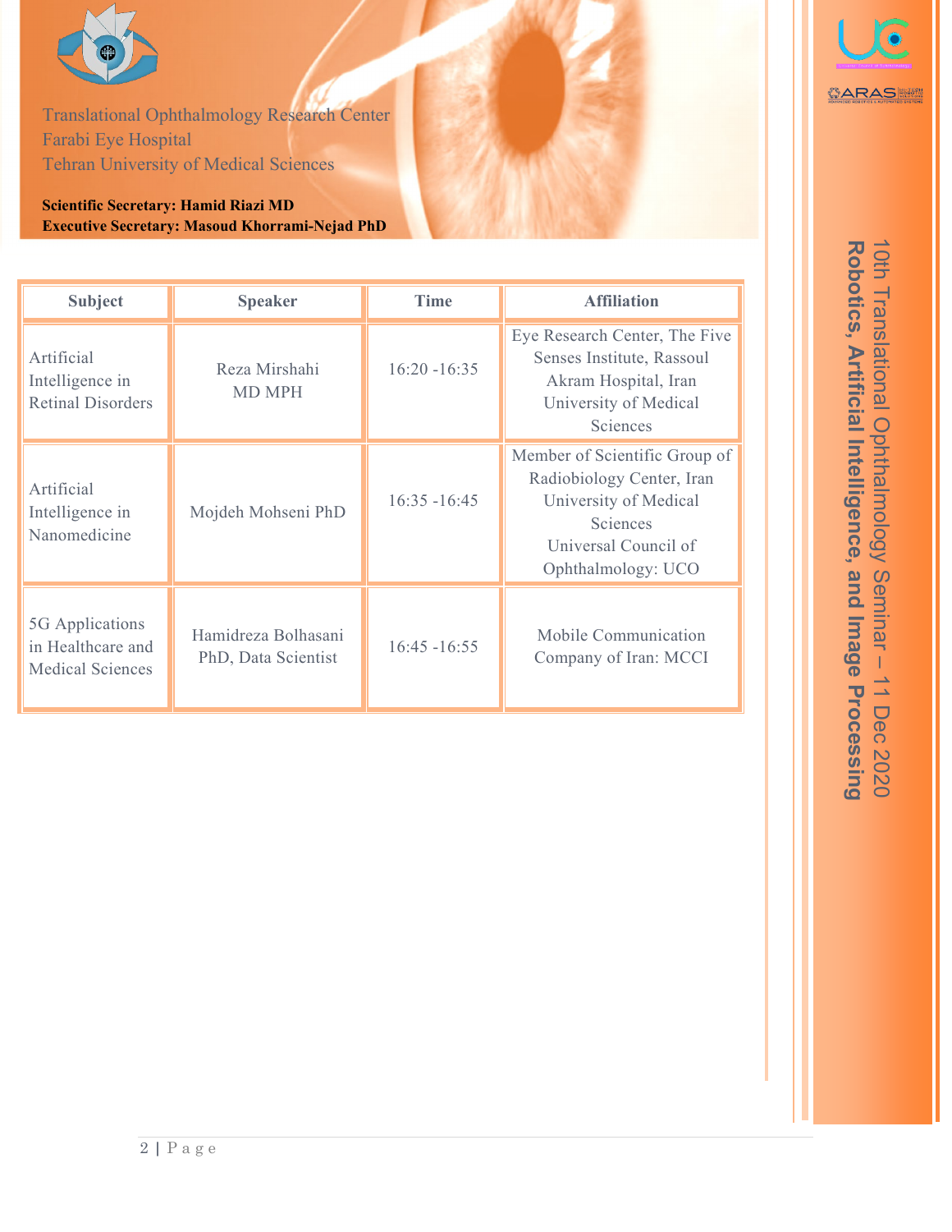Translational Ophthalmology Research Center
Farabi Eye Hospital
Tehran University of Medical Sciences

**Scientific Secretary: Hamid Riazi MD**
**Executive Secretary: Masoud Khorrami-Nejad PhD**

| Subject | Speaker | Time | Affiliation |
|---|---|---|---|
| Artificial Intelligence in Retinal Disorders | Reza Mirshahi MD MPH | 16:20 -16:35 | Eye Research Center, The Five Senses Institute, Rassoul Akram Hospital, Iran University of Medical Sciences |
| Artificial Intelligence in Nanomedicine | Mojdeh Mohseni PhD | 16:35 -16:45 | Member of Scientific Group of Radiobiology Center, Iran University of Medical Sciences<br>Universal Council of Ophthalmology: UCO |
| 5G Applications in Healthcare and Medical Sciences | Hamidreza Bolhasani PhD, Data Scientist | 16:45 -16:55 | Mobile Communication Company of Iran: MCCI |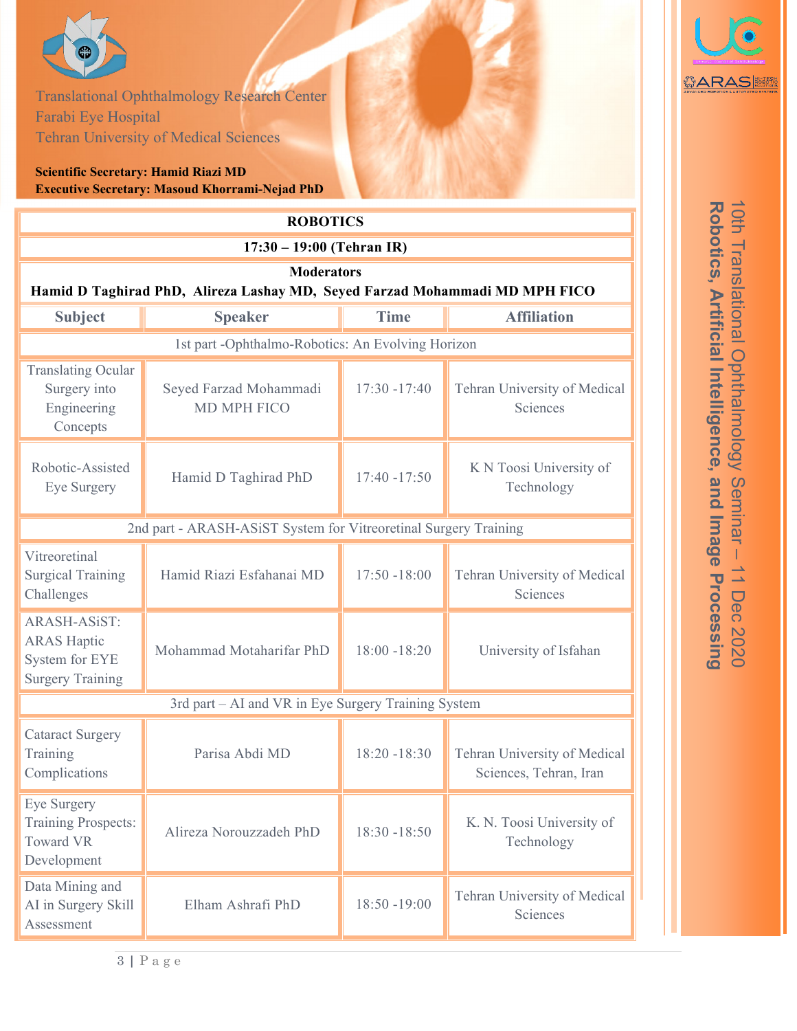Translational Ophthalmology Research Center
Farabi Eye Hospital
Tehran University of Medical Sciences

**Scientific Secretary: Hamid Riazi MD**
**Executive Secretary: Masoud Khorrami-Nejad PhD**

10th Translational Ophthalmology Seminar – 11 Dec 2020
**Robotics, Artificial Intelligence, and Image Processing**

| **ROBOTICS** | | | |
|---|---|---|---|
| **17:30 – 19:00 (Tehran IR)** | | | |
| **Moderators** **Hamid D Taghirad PhD, Alireza Lashay MD, Seyed Farzad Mohammadi MD MPH FICO** | | | |
| **Subject** | **Speaker** | **Time** | **Affiliation** |
| 1st part -Ophthalmo-Robotics: An Evolving Horizon | | | |
| Translating Ocular Surgery into Engineering Concepts | Seyed Farzad Mohammadi MD MPH FICO | 17:30 -17:40 | Tehran University of Medical Sciences |
| Robotic-Assisted Eye Surgery | Hamid D Taghirad PhD | 17:40 -17:50 | K N Toosi University of Technology |
| 2nd part - ARASH-ASiST System for Vitreoretinal Surgery Training | | | |
| Vitreoretinal Surgical Training Challenges | Hamid Riazi Esfahanai MD | 17:50 -18:00 | Tehran University of Medical Sciences |
| ARASH-ASiST: ARAS Haptic System for EYE Surgery Training | Mohammad Motaharifar PhD | 18:00 -18:20 | University of Isfahan |
| 3rd part – AI and VR in Eye Surgery Training System | | | |
| Cataract Surgery Training Complications | Parisa Abdi MD | 18:20 -18:30 | Tehran University of Medical Sciences, Tehran, Iran |
| Eye Surgery Training Prospects: Toward VR Development | Alireza Norouzzadeh PhD | 18:30 -18:50 | K. N. Toosi University of Technology |
| Data Mining and AI in Surgery Skill Assessment | Elham Ashrafi PhD | 18:50 -19:00 | Tehran University of Medical Sciences |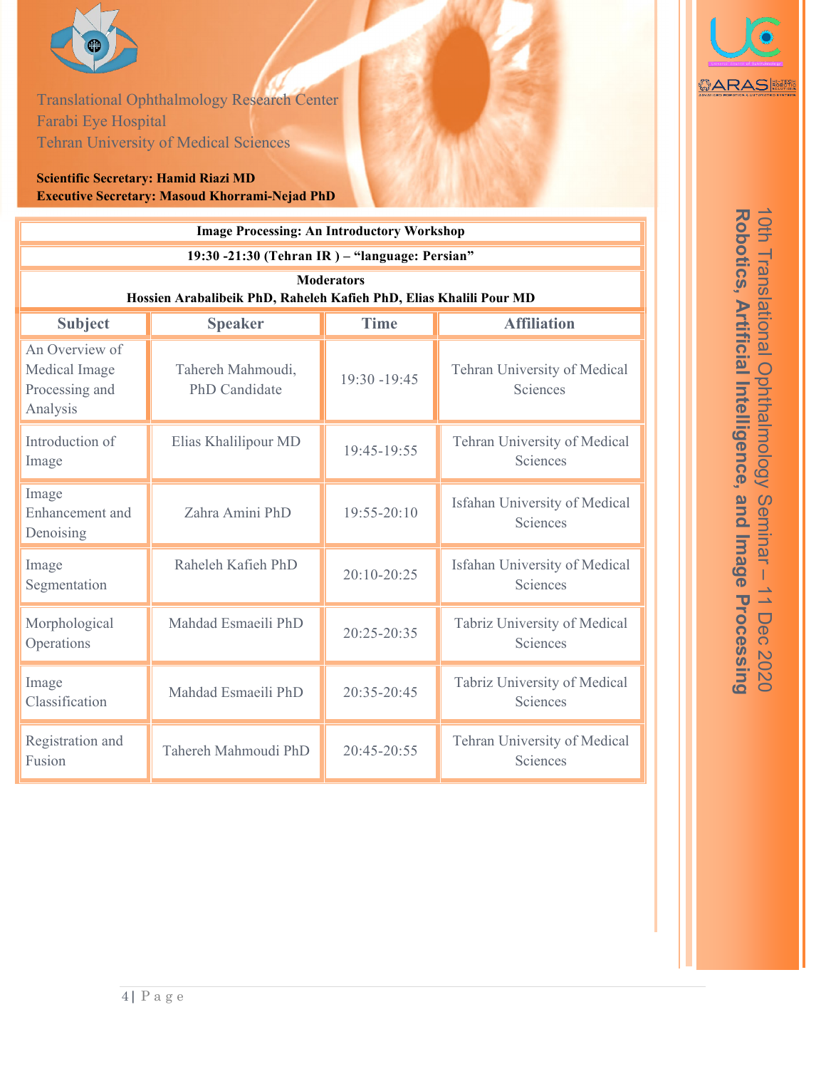Translational Ophthalmology Research Center
Farabi Eye Hospital
Tehran University of Medical Sciences

**Scientific Secretary: Hamid Riazi MD**
**Executive Secretary: Masoud Khorrami-Nejad PhD**

10th Translational Ophthalmology Seminar – 11 Dec 2020
**Robotics, Artificial Intelligence, and Image Processing**

**Image Processing: An Introductory Workshop**

**19:30 -21:30 (Tehran IR ) – "language: Persian"**

**Moderators**
**Hossien Arabalibeik PhD, Raheleh Kafieh PhD, Elias Khalili Pour MD**

| Subject | Speaker | Time | Affiliation |
|---|---|---|---|
| An Overview of Medical Image Processing and Analysis | Tahereh Mahmoudi, PhD Candidate | 19:30 -19:45 | Tehran University of Medical Sciences |
| Introduction of Image | Elias Khalilipour MD | 19:45-19:55 | Tehran University of Medical Sciences |
| Image Enhancement and Denoising | Zahra Amini PhD | 19:55-20:10 | Isfahan University of Medical Sciences |
| Image Segmentation | Raheleh Kafieh PhD | 20:10-20:25 | Isfahan University of Medical Sciences |
| Morphological Operations | Mahdad Esmaeili PhD | 20:25-20:35 | Tabriz University of Medical Sciences |
| Image Classification | Mahdad Esmaeili PhD | 20:35-20:45 | Tabriz University of Medical Sciences |
| Registration and Fusion | Tahereh Mahmoudi PhD | 20:45-20:55 | Tehran University of Medical Sciences |